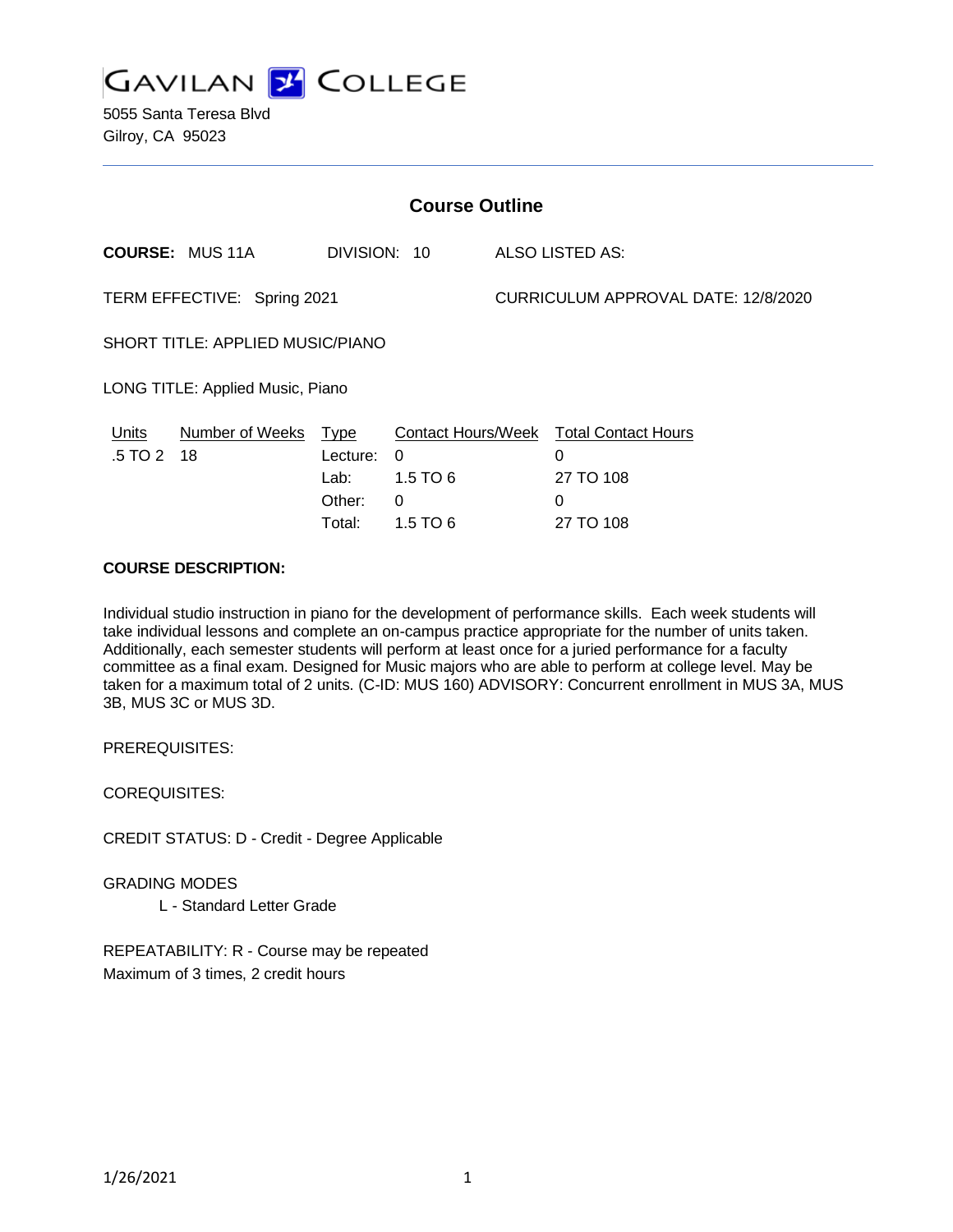GAVILAN COLLEGE

5055 Santa Teresa Blvd
Gilroy, CA 95023

## Course Outline

**COURSE:** MUS 11A DIVISION: 10 ALSO LISTED AS:

TERM EFFECTIVE: Spring 2021 CURRICULUM APPROVAL DATE: 12/8/2020

SHORT TITLE: APPLIED MUSIC/PIANO

LONG TITLE: Applied Music, Piano

| Units | Number of Weeks | Type | Contact Hours/Week | Total Contact Hours |
|---|---|---|---|---|
| .5 TO 2 | 18 | Lecture: | 0 | 0 |
| | | Lab: | 1.5 TO 6 | 27 TO 108 |
| | | Other: | 0 | 0 |
| | | Total: | 1.5 TO 6 | 27 TO 108 |

**COURSE DESCRIPTION:**

Individual studio instruction in piano for the development of performance skills. Each week students will take individual lessons and complete an on-campus practice appropriate for the number of units taken. Additionally, each semester students will perform at least once for a juried performance for a faculty committee as a final exam. Designed for Music majors who are able to perform at college level. May be taken for a maximum total of 2 units. (C-ID: MUS 160) ADVISORY: Concurrent enrollment in MUS 3A, MUS 3B, MUS 3C or MUS 3D.

PREREQUISITES:

COREQUISITES:

CREDIT STATUS: D - Credit - Degree Applicable

GRADING MODES

L - Standard Letter Grade

REPEATABILITY: R - Course may be repeated
Maximum of 3 times, 2 credit hours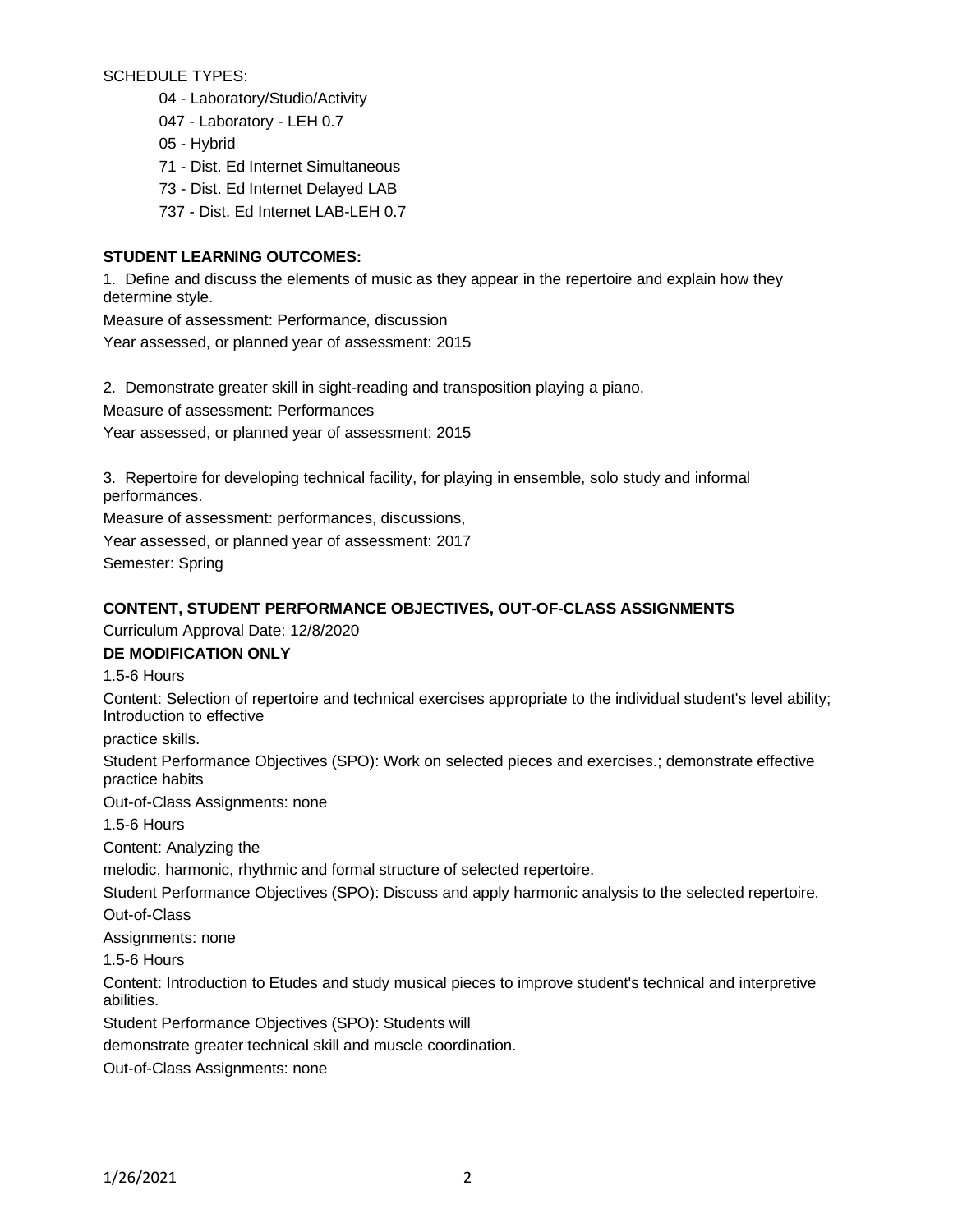SCHEDULE TYPES:

- 04 - Laboratory/Studio/Activity
- 047 - Laboratory - LEH 0.7
- 05 - Hybrid
- 71 - Dist. Ed Internet Simultaneous
- 73 - Dist. Ed Internet Delayed LAB
- 737 - Dist. Ed Internet LAB-LEH 0.7

**STUDENT LEARNING OUTCOMES:**

1. Define and discuss the elements of music as they appear in the repertoire and explain how they determine style.

Measure of assessment: Performance, discussion

Year assessed, or planned year of assessment: 2015

2. Demonstrate greater skill in sight-reading and transposition playing a piano.

Measure of assessment: Performances

Year assessed, or planned year of assessment: 2015

3. Repertoire for developing technical facility, for playing in ensemble, solo study and informal performances.

Measure of assessment: performances, discussions,

Year assessed, or planned year of assessment: 2017

Semester: Spring

**CONTENT, STUDENT PERFORMANCE OBJECTIVES, OUT-OF-CLASS ASSIGNMENTS**

Curriculum Approval Date: 12/8/2020

**DE MODIFICATION ONLY**

1.5-6 Hours

Content: Selection of repertoire and technical exercises appropriate to the individual student's level ability; Introduction to effective practice skills.

Student Performance Objectives (SPO): Work on selected pieces and exercises.; demonstrate effective practice habits

Out-of-Class Assignments: none

1.5-6 Hours

Content: Analyzing the melodic, harmonic, rhythmic and formal structure of selected repertoire.

Student Performance Objectives (SPO): Discuss and apply harmonic analysis to the selected repertoire.

Out-of-Class Assignments: none

1.5-6 Hours

Content: Introduction to Etudes and study musical pieces to improve student's technical and interpretive abilities.

Student Performance Objectives (SPO): Students will demonstrate greater technical skill and muscle coordination.

Out-of-Class Assignments: none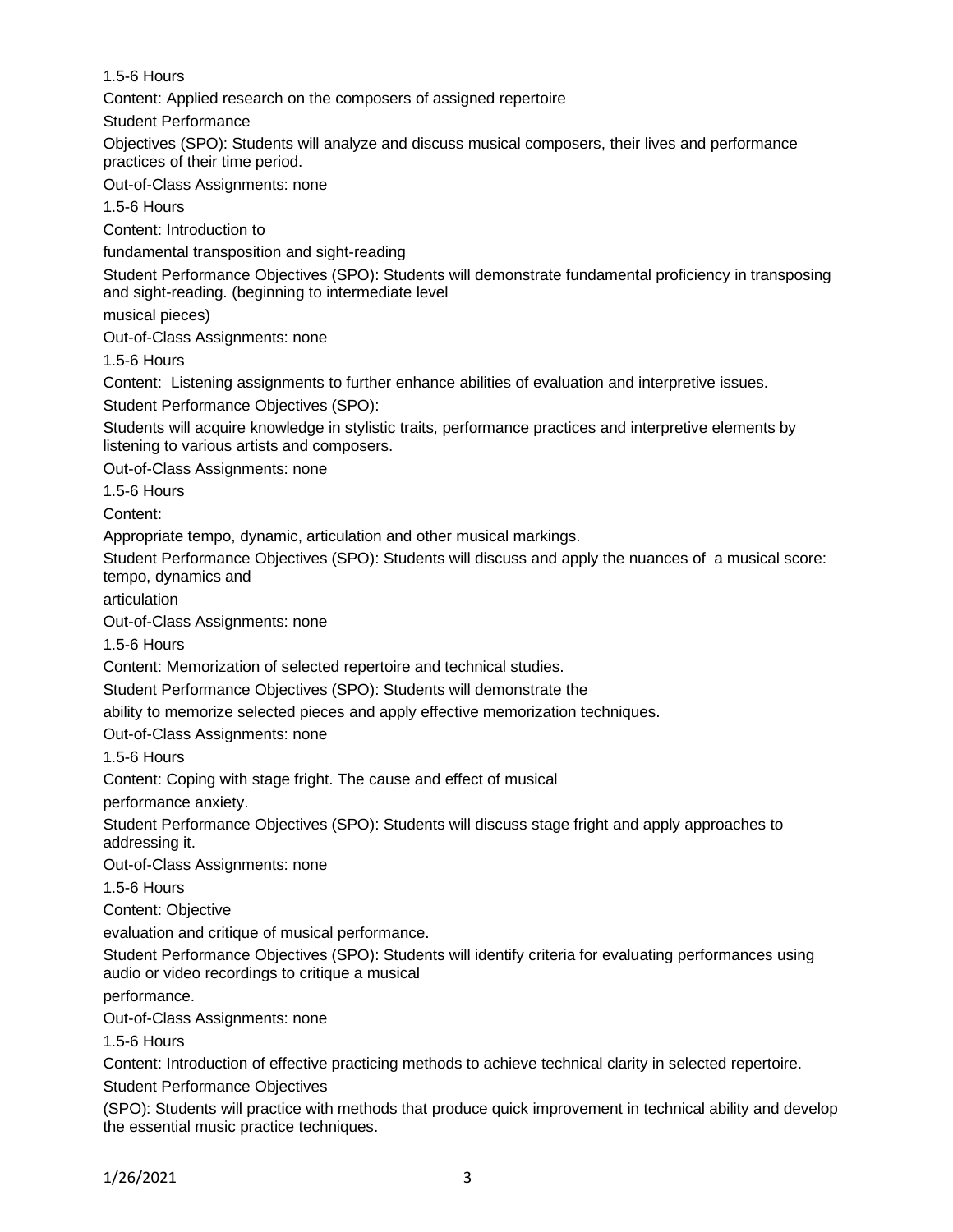1.5-6 Hours

Content: Applied research on the composers of assigned repertoire

Student Performance

Objectives (SPO): Students will analyze and discuss musical composers, their lives and performance practices of their time period.

Out-of-Class Assignments: none

1.5-6 Hours

Content: Introduction to

fundamental transposition and sight-reading

Student Performance Objectives (SPO): Students will demonstrate fundamental proficiency in transposing and sight-reading. (beginning to intermediate level

musical pieces)

Out-of-Class Assignments: none

1.5-6 Hours

Content: Listening assignments to further enhance abilities of evaluation and interpretive issues.

Student Performance Objectives (SPO):

Students will acquire knowledge in stylistic traits, performance practices and interpretive elements by listening to various artists and composers.

Out-of-Class Assignments: none

1.5-6 Hours

Content:

Appropriate tempo, dynamic, articulation and other musical markings.

Student Performance Objectives (SPO): Students will discuss and apply the nuances of a musical score: tempo, dynamics and

articulation

Out-of-Class Assignments: none

1.5-6 Hours

Content: Memorization of selected repertoire and technical studies.

Student Performance Objectives (SPO): Students will demonstrate the

ability to memorize selected pieces and apply effective memorization techniques.

Out-of-Class Assignments: none

1.5-6 Hours

Content: Coping with stage fright. The cause and effect of musical

performance anxiety.

Student Performance Objectives (SPO): Students will discuss stage fright and apply approaches to addressing it.

Out-of-Class Assignments: none

1.5-6 Hours

Content: Objective

evaluation and critique of musical performance.

Student Performance Objectives (SPO): Students will identify criteria for evaluating performances using audio or video recordings to critique a musical

performance.

Out-of-Class Assignments: none

1.5-6 Hours

Content: Introduction of effective practicing methods to achieve technical clarity in selected repertoire.

Student Performance Objectives

(SPO): Students will practice with methods that produce quick improvement in technical ability and develop the essential music practice techniques.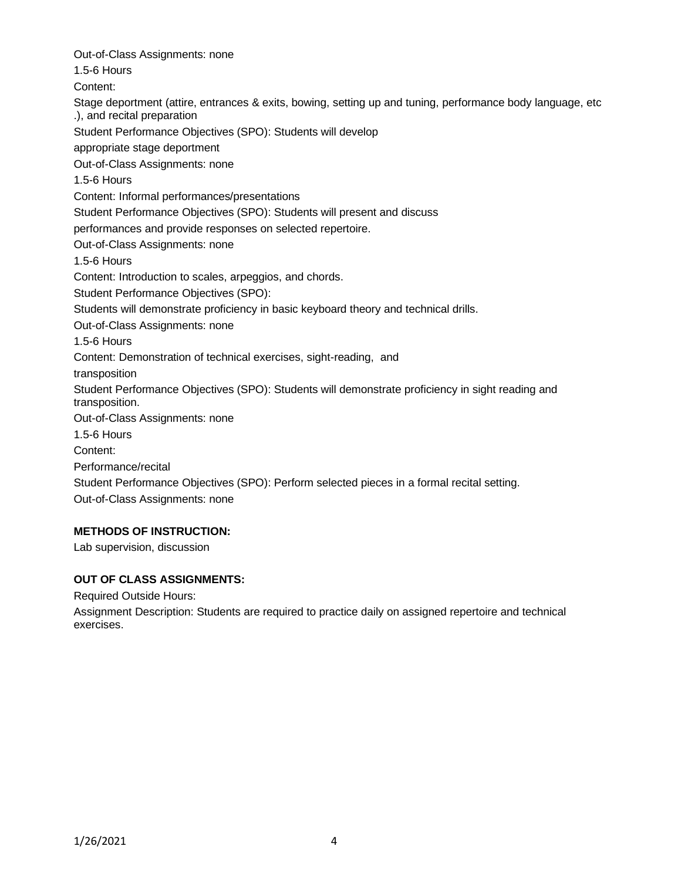Out-of-Class Assignments: none

1.5-6 Hours

Content:

Stage deportment (attire, entrances & exits, bowing, setting up and tuning, performance body language, etc .), and recital preparation

Student Performance Objectives (SPO): Students will develop appropriate stage deportment

Out-of-Class Assignments: none

1.5-6 Hours

Content: Informal performances/presentations

Student Performance Objectives (SPO): Students will present and discuss performances and provide responses on selected repertoire.

Out-of-Class Assignments: none

1.5-6 Hours

Content: Introduction to scales, arpeggios, and chords.

Student Performance Objectives (SPO):

Students will demonstrate proficiency in basic keyboard theory and technical drills.

Out-of-Class Assignments: none

1.5-6 Hours

Content: Demonstration of technical exercises, sight-reading, and transposition

Student Performance Objectives (SPO): Students will demonstrate proficiency in sight reading and transposition.

Out-of-Class Assignments: none

1.5-6 Hours

Content:

Performance/recital

Student Performance Objectives (SPO): Perform selected pieces in a formal recital setting.

Out-of-Class Assignments: none

**METHODS OF INSTRUCTION:**

Lab supervision, discussion

**OUT OF CLASS ASSIGNMENTS:**

Required Outside Hours:

Assignment Description: Students are required to practice daily on assigned repertoire and technical exercises.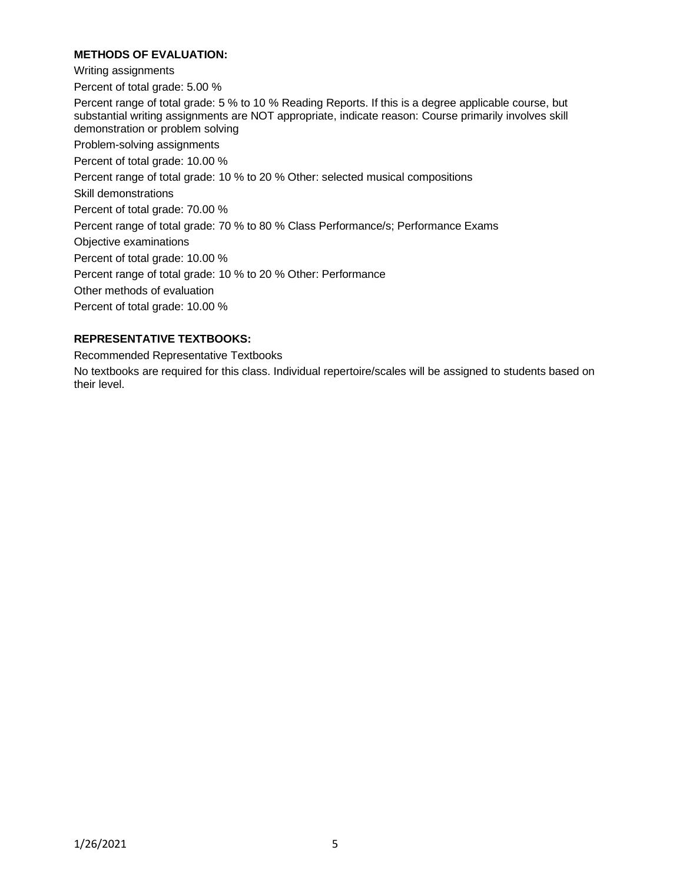**METHODS OF EVALUATION:**

Writing assignments

Percent of total grade: 5.00 %

Percent range of total grade: 5 % to 10 % Reading Reports. If this is a degree applicable course, but substantial writing assignments are NOT appropriate, indicate reason: Course primarily involves skill demonstration or problem solving

Problem-solving assignments

Percent of total grade: 10.00 %

Percent range of total grade: 10 % to 20 % Other: selected musical compositions

Skill demonstrations

Percent of total grade: 70.00 %

Percent range of total grade: 70 % to 80 % Class Performance/s; Performance Exams

Objective examinations

Percent of total grade: 10.00 %

Percent range of total grade: 10 % to 20 % Other: Performance

Other methods of evaluation

Percent of total grade: 10.00 %

**REPRESENTATIVE TEXTBOOKS:**

Recommended Representative Textbooks

No textbooks are required for this class. Individual repertoire/scales will be assigned to students based on their level.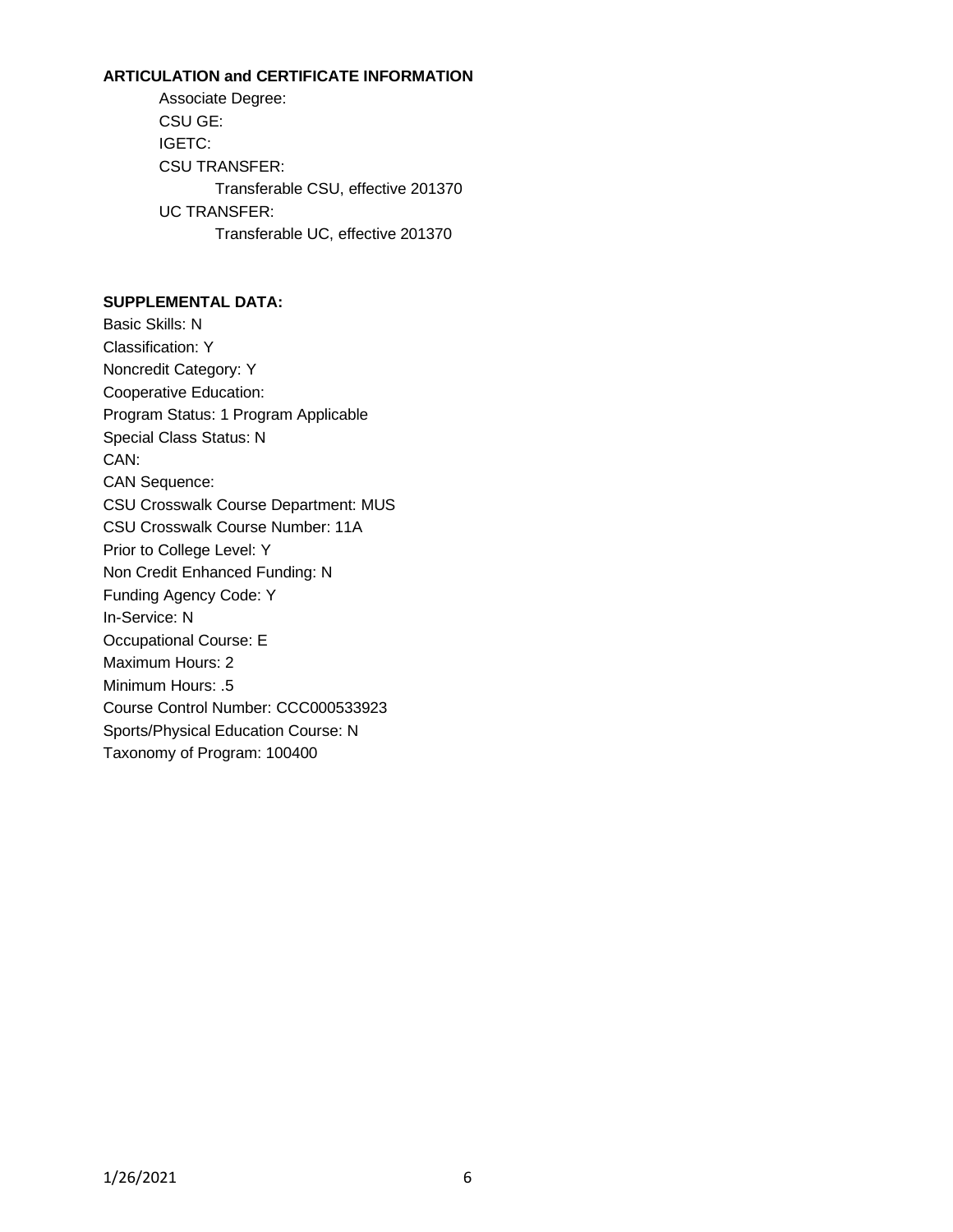**ARTICULATION and CERTIFICATE INFORMATION**

Associate Degree:

CSU GE:

IGETC:

CSU TRANSFER:

Transferable CSU, effective 201370

UC TRANSFER:

Transferable UC, effective 201370

**SUPPLEMENTAL DATA:**

Basic Skills: N
Classification: Y
Noncredit Category: Y
Cooperative Education:
Program Status: 1 Program Applicable
Special Class Status: N
CAN:
CAN Sequence:
CSU Crosswalk Course Department: MUS
CSU Crosswalk Course Number: 11A
Prior to College Level: Y
Non Credit Enhanced Funding: N
Funding Agency Code: Y
In-Service: N
Occupational Course: E
Maximum Hours: 2
Minimum Hours: .5
Course Control Number: CCC000533923
Sports/Physical Education Course: N
Taxonomy of Program: 100400